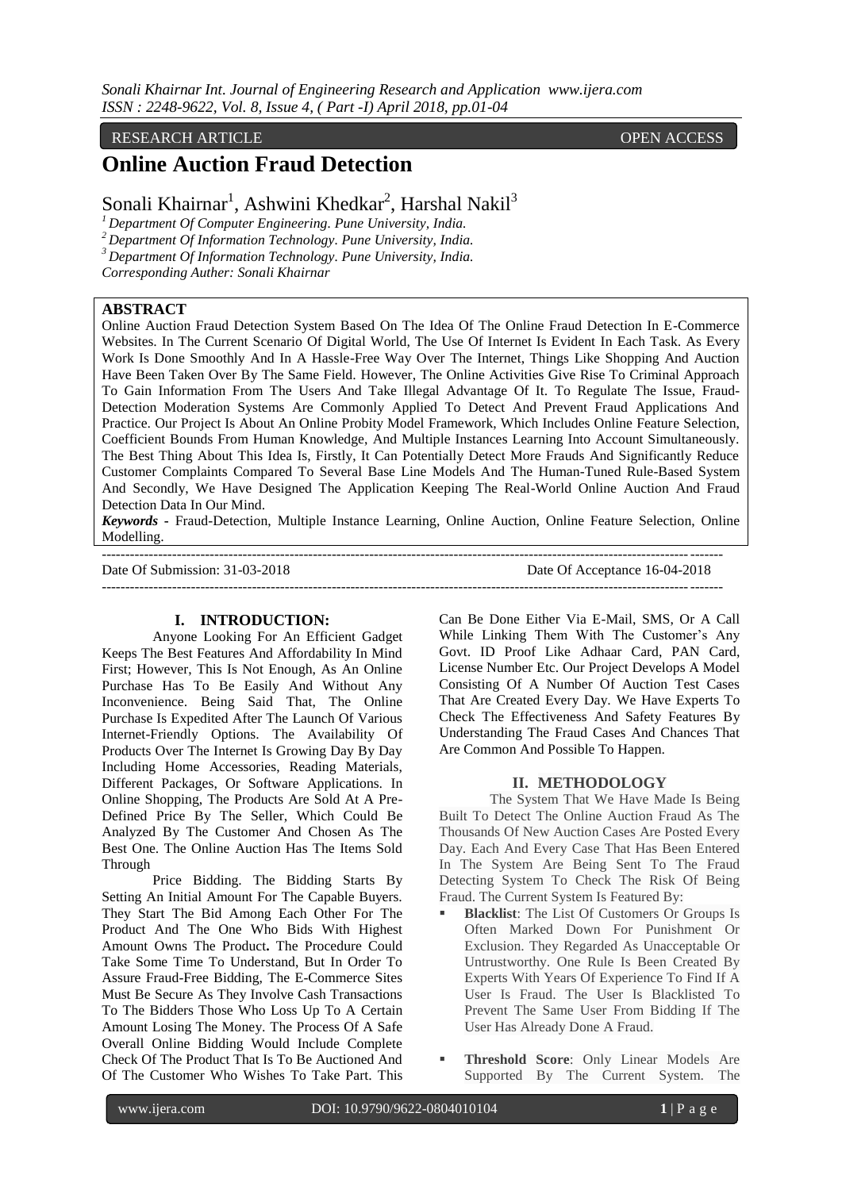RESEARCH ARTICLE OPEN ACCESS

# Online Auction Fraud Detection

Sonali Khairnar[1], Ashwini Khedkar[2], Harshal Nakil[3]

*[1] Department Of Computer Engineering. Pune University, India.*
*[2] Department Of Information Technology. Pune University, India.*
*[3] Department Of Information Technology. Pune University, India.*
*Corresponding Auther: Sonali Khairnar*

## ABSTRACT

Online Auction Fraud Detection System Based On The Idea Of The Online Fraud Detection In E-Commerce Websites. In The Current Scenario Of Digital World, The Use Of Internet Is Evident In Each Task. As Every Work Is Done Smoothly And In A Hassle-Free Way Over The Internet, Things Like Shopping And Auction Have Been Taken Over By The Same Field. However, The Online Activities Give Rise To Criminal Approach To Gain Information From The Users And Take Illegal Advantage Of It. To Regulate The Issue, Fraud-Detection Moderation Systems Are Commonly Applied To Detect And Prevent Fraud Applications And Practice. Our Project Is About An Online Probity Model Framework, Which Includes Online Feature Selection, Coefficient Bounds From Human Knowledge, And Multiple Instances Learning Into Account Simultaneously. The Best Thing About This Idea Is, Firstly, It Can Potentially Detect More Frauds And Significantly Reduce Customer Complaints Compared To Several Base Line Models And The Human-Tuned Rule-Based System And Secondly, We Have Designed The Application Keeping The Real-World Online Auction And Fraud Detection Data In Our Mind.

***Keywords*** - Fraud-Detection, Multiple Instance Learning, Online Auction, Online Feature Selection, Online Modelling.

---

Date Of Submission: 31-03-2018 Date Of Acceptance 16-04-2018

---

## I. INTRODUCTION:

Anyone Looking For An Efficient Gadget Keeps The Best Features And Affordability In Mind First; However, This Is Not Enough, As An Online Purchase Has To Be Easily And Without Any Inconvenience. Being Said That, The Online Purchase Is Expedited After The Launch Of Various Internet-Friendly Options. The Availability Of Products Over The Internet Is Growing Day By Day Including Home Accessories, Reading Materials, Different Packages, Or Software Applications. In Online Shopping, The Products Are Sold At A Pre-Defined Price By The Seller, Which Could Be Analyzed By The Customer And Chosen As The Best One. The Online Auction Has The Items Sold Through

Price Bidding. The Bidding Starts By Setting An Initial Amount For The Capable Buyers. They Start The Bid Among Each Other For The Product And The One Who Bids With Highest Amount Owns The Product**.** The Procedure Could Take Some Time To Understand, But In Order To Assure Fraud-Free Bidding, The E-Commerce Sites Must Be Secure As They Involve Cash Transactions To The Bidders Those Who Loss Up To A Certain Amount Losing The Money. The Process Of A Safe Overall Online Bidding Would Include Complete Check Of The Product That Is To Be Auctioned And Of The Customer Who Wishes To Take Part. This Can Be Done Either Via E-Mail, SMS, Or A Call While Linking Them With The Customer's Any Govt. ID Proof Like Adhaar Card, PAN Card, License Number Etc. Our Project Develops A Model Consisting Of A Number Of Auction Test Cases That Are Created Every Day. We Have Experts To Check The Effectiveness And Safety Features By Understanding The Fraud Cases And Chances That Are Common And Possible To Happen.

## II. METHODOLOGY

The System That We Have Made Is Being Built To Detect The Online Auction Fraud As The Thousands Of New Auction Cases Are Posted Every Day. Each And Every Case That Has Been Entered In The System Are Being Sent To The Fraud Detecting System To Check The Risk Of Being Fraud. The Current System Is Featured By:

- **Blacklist**: The List Of Customers Or Groups Is Often Marked Down For Punishment Or Exclusion. They Regarded As Unacceptable Or Untrustworthy. One Rule Is Been Created By Experts With Years Of Experience To Find If A User Is Fraud. The User Is Blacklisted To Prevent The Same User From Bidding If The User Has Already Done A Fraud.

- **Threshold Score**: Only Linear Models Are Supported By The Current System. The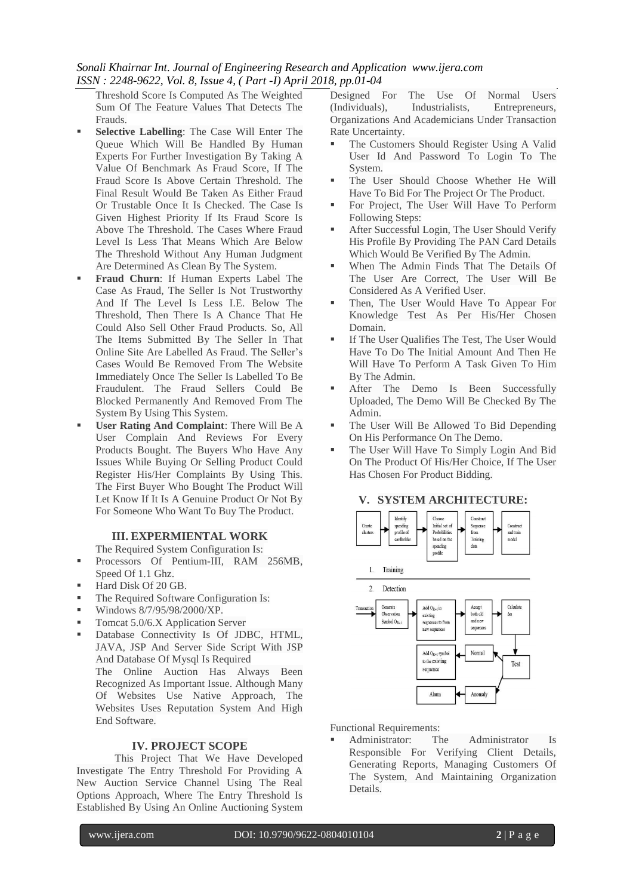Threshold Score Is Computed As The Weighted Sum Of The Feature Values That Detects The Frauds.

- **Selective Labelling**: The Case Will Enter The Queue Which Will Be Handled By Human Experts For Further Investigation By Taking A Value Of Benchmark As Fraud Score, If The Fraud Score Is Above Certain Threshold. The Final Result Would Be Taken As Either Fraud Or Trustable Once It Is Checked. The Case Is Given Highest Priority If Its Fraud Score Is Above The Threshold. The Cases Where Fraud Level Is Less That Means Which Are Below The Threshold Without Any Human Judgment Are Determined As Clean By The System.
- **Fraud Churn**: If Human Experts Label The Case As Fraud, The Seller Is Not Trustworthy And If The Level Is Less I.E. Below The Threshold, Then There Is A Chance That He Could Also Sell Other Fraud Products. So, All The Items Submitted By The Seller In That Online Site Are Labelled As Fraud. The Seller's Cases Would Be Removed From The Website Immediately Once The Seller Is Labelled To Be Fraudulent. The Fraud Sellers Could Be Blocked Permanently And Removed From The System By Using This System.
- **User Rating And Complaint**: There Will Be A User Complain And Reviews For Every Products Bought. The Buyers Who Have Any Issues While Buying Or Selling Product Could Register His/Her Complaints By Using This. The First Buyer Who Bought The Product Will Let Know If It Is A Genuine Product Or Not By For Someone Who Want To Buy The Product.

## III. EXPERMIENTAL WORK

The Required System Configuration Is:

- Processors Of Pentium-III, RAM 256MB, Speed Of 1.1 Ghz.
- Hard Disk Of 20 GB.
- The Required Software Configuration Is:
- Windows 8/7/95/98/2000/XP.
- Tomcat 5.0/6.X Application Server
- Database Connectivity Is Of JDBC, HTML, JAVA, JSP And Server Side Script With JSP And Database Of Mysql Is Required

The Online Auction Has Always Been Recognized As Important Issue. Although Many Of Websites Use Native Approach, The Websites Uses Reputation System And High End Software.

## IV. PROJECT SCOPE

This Project That We Have Developed Investigate The Entry Threshold For Providing A New Auction Service Channel Using The Real Options Approach, Where The Entry Threshold Is Established By Using An Online Auctioning System Designed For The Use Of Normal Users (Individuals), Industrialists, Entrepreneurs, Organizations And Academicians Under Transaction Rate Uncertainty.

- The Customers Should Register Using A Valid User Id And Password To Login To The System.
- The User Should Choose Whether He Will Have To Bid For The Project Or The Product.
- For Project, The User Will Have To Perform Following Steps:
- After Successful Login, The User Should Verify His Profile By Providing The PAN Card Details Which Would Be Verified By The Admin.
- When The Admin Finds That The Details Of The User Are Correct, The User Will Be Considered As A Verified User.
- Then, The User Would Have To Appear For Knowledge Test As Per His/Her Chosen Domain.
- If The User Qualifies The Test, The User Would Have To Do The Initial Amount And Then He Will Have To Perform A Task Given To Him By The Admin.
- After The Demo Is Been Successfully Uploaded, The Demo Will Be Checked By The Admin.
- The User Will Be Allowed To Bid Depending On His Performance On The Demo.
- The User Will Have To Simply Login And Bid On The Product Of His/Her Choice, If The User Has Chosen For Product Bidding.

## V. SYSTEM ARCHITECTURE:

Create clusters
Identify spending profile of cardholder
Choose Initial set of Probabilities based on the spending profile
Construct Sequence from Training data
Construct and train model

1. Training

2. Detection

Transaction
Generate Observation Symbol $O_{R+1}$
Add $O_{R+1}$ in existing sequences to from new sequences
Accept both old and new sequences
Calculate $\Delta\alpha$
Add $O_{R+1}$ symbol to the existing sequence
Normal
Test
Alarm
Anomaly

Functional Requirements:

- Administrator: The Administrator Is Responsible For Verifying Client Details, Generating Reports, Managing Customers Of The System, And Maintaining Organization Details.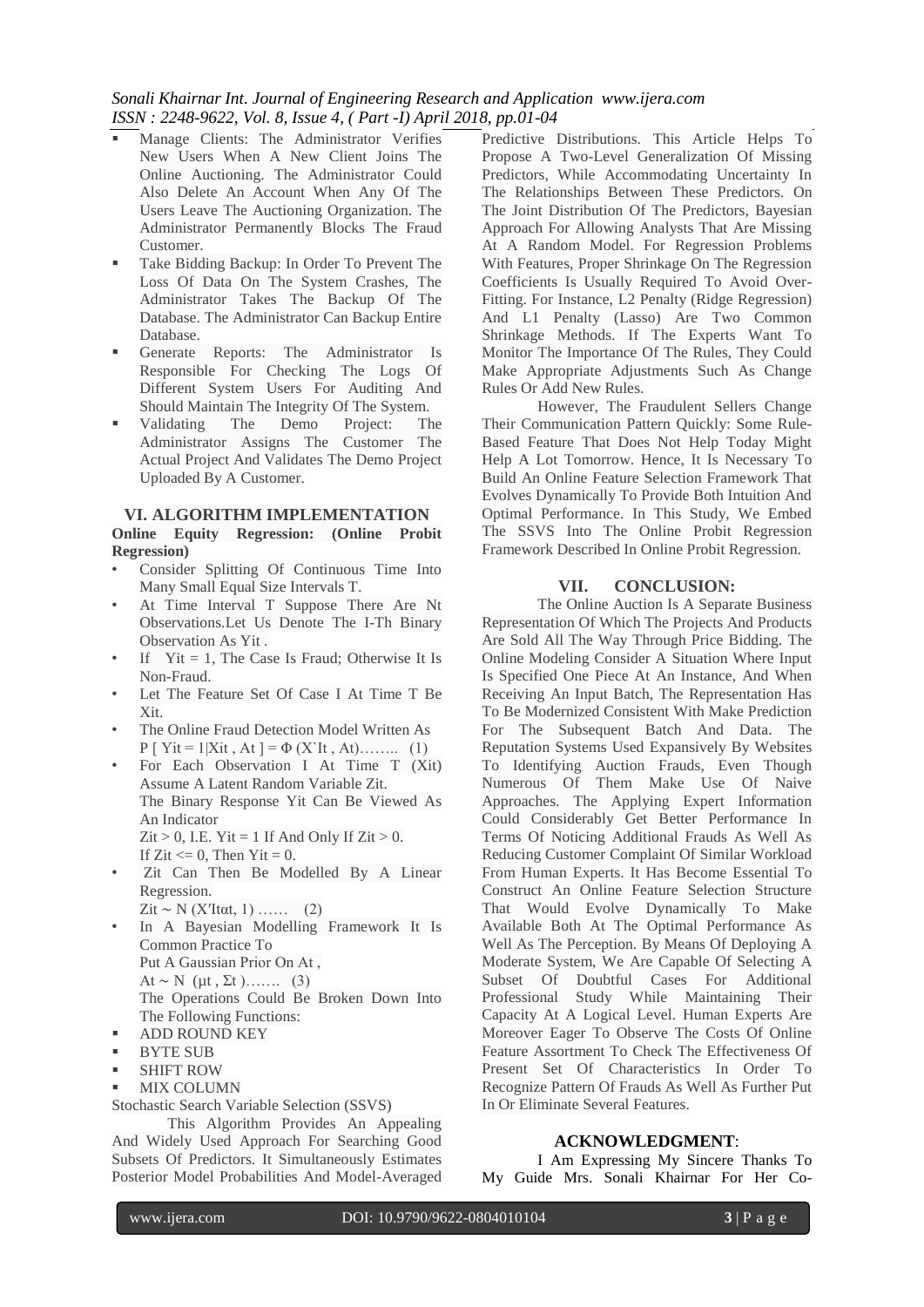- Manage Clients: The Administrator Verifies New Users When A New Client Joins The Online Auctioning. The Administrator Could Also Delete An Account When Any Of The Users Leave The Auctioning Organization. The Administrator Permanently Blocks The Fraud Customer.
- Take Bidding Backup: In Order To Prevent The Loss Of Data On The System Crashes, The Administrator Takes The Backup Of The Database. The Administrator Can Backup Entire Database.
- Generate Reports: The Administrator Is Responsible For Checking The Logs Of Different System Users For Auditing And Should Maintain The Integrity Of The System.
- Validating The Demo Project: The Administrator Assigns The Customer The Actual Project And Validates The Demo Project Uploaded By A Customer.

## VI. ALGORITHM IMPLEMENTATION

**Online Equity Regression: (Online Probit Regression)**

- Consider Splitting Of Continuous Time Into Many Small Equal Size Intervals T.
- At Time Interval T Suppose There Are Nt Observations.Let Us Denote The I-Th Binary Observation As Yit .
- If Yit = 1, The Case Is Fraud; Otherwise It Is Non-Fraud.
- Let The Feature Set Of Case I At Time T Be Xit.
- The Online Fraud Detection Model Written As
  $P [ Yit = 1|Xit , At ] = \Phi (X`It , At)$…….. (1)
- For Each Observation I At Time T (Xit) Assume A Latent Random Variable Zit.
  The Binary Response Yit Can Be Viewed As An Indicator
  $Zit > 0$, I.E. $Yit = 1$ If And Only If $Zit > 0$.
  If $Zit <= 0$, Then $Yit = 0$.
- Zit Can Then Be Modelled By A Linear Regression.
  $Zit \sim N (X'It\alpha t, 1)$ …… (2)
- In A Bayesian Modelling Framework It Is Common Practice To
  Put A Gaussian Prior On At ,
  $At \sim N (\mu t , \Sigma t )$……. (3)
  The Operations Could Be Broken Down Into The Following Functions:

- ADD ROUND KEY
- BYTE SUB
- SHIFT ROW
- MIX COLUMN

Stochastic Search Variable Selection (SSVS)

This Algorithm Provides An Appealing And Widely Used Approach For Searching Good Subsets Of Predictors. It Simultaneously Estimates Posterior Model Probabilities And Model-Averaged Predictive Distributions. This Article Helps To Propose A Two-Level Generalization Of Missing Predictors, While Accommodating Uncertainty In The Relationships Between These Predictors. On The Joint Distribution Of The Predictors, Bayesian Approach For Allowing Analysts That Are Missing At A Random Model. For Regression Problems With Features, Proper Shrinkage On The Regression Coefficients Is Usually Required To Avoid Over-Fitting. For Instance, L2 Penalty (Ridge Regression) And L1 Penalty (Lasso) Are Two Common Shrinkage Methods. If The Experts Want To Monitor The Importance Of The Rules, They Could Make Appropriate Adjustments Such As Change Rules Or Add New Rules.

However, The Fraudulent Sellers Change Their Communication Pattern Quickly: Some Rule-Based Feature That Does Not Help Today Might Help A Lot Tomorrow. Hence, It Is Necessary To Build An Online Feature Selection Framework That Evolves Dynamically To Provide Both Intuition And Optimal Performance. In This Study, We Embed The SSVS Into The Online Probit Regression Framework Described In Online Probit Regression.

## VII. CONCLUSION:

The Online Auction Is A Separate Business Representation Of Which The Projects And Products Are Sold All The Way Through Price Bidding. The Online Modeling Consider A Situation Where Input Is Specified One Piece At An Instance, And When Receiving An Input Batch, The Representation Has To Be Modernized Consistent With Make Prediction For The Subsequent Batch And Data. The Reputation Systems Used Expansively By Websites To Identifying Auction Frauds, Even Though Numerous Of Them Make Use Of Naive Approaches. The Applying Expert Information Could Considerably Get Better Performance In Terms Of Noticing Additional Frauds As Well As Reducing Customer Complaint Of Similar Workload From Human Experts. It Has Become Essential To Construct An Online Feature Selection Structure That Would Evolve Dynamically To Make Available Both At The Optimal Performance As Well As The Perception. By Means Of Deploying A Moderate System, We Are Capable Of Selecting A Subset Of Doubtful Cases For Additional Professional Study While Maintaining Their Capacity At A Logical Level. Human Experts Are Moreover Eager To Observe The Costs Of Online Feature Assortment To Check The Effectiveness Of Present Set Of Characteristics In Order To Recognize Pattern Of Frauds As Well As Further Put In Or Eliminate Several Features.

## ACKNOWLEDGMENT:

I Am Expressing My Sincere Thanks To My Guide Mrs. Sonali Khairnar For Her Co-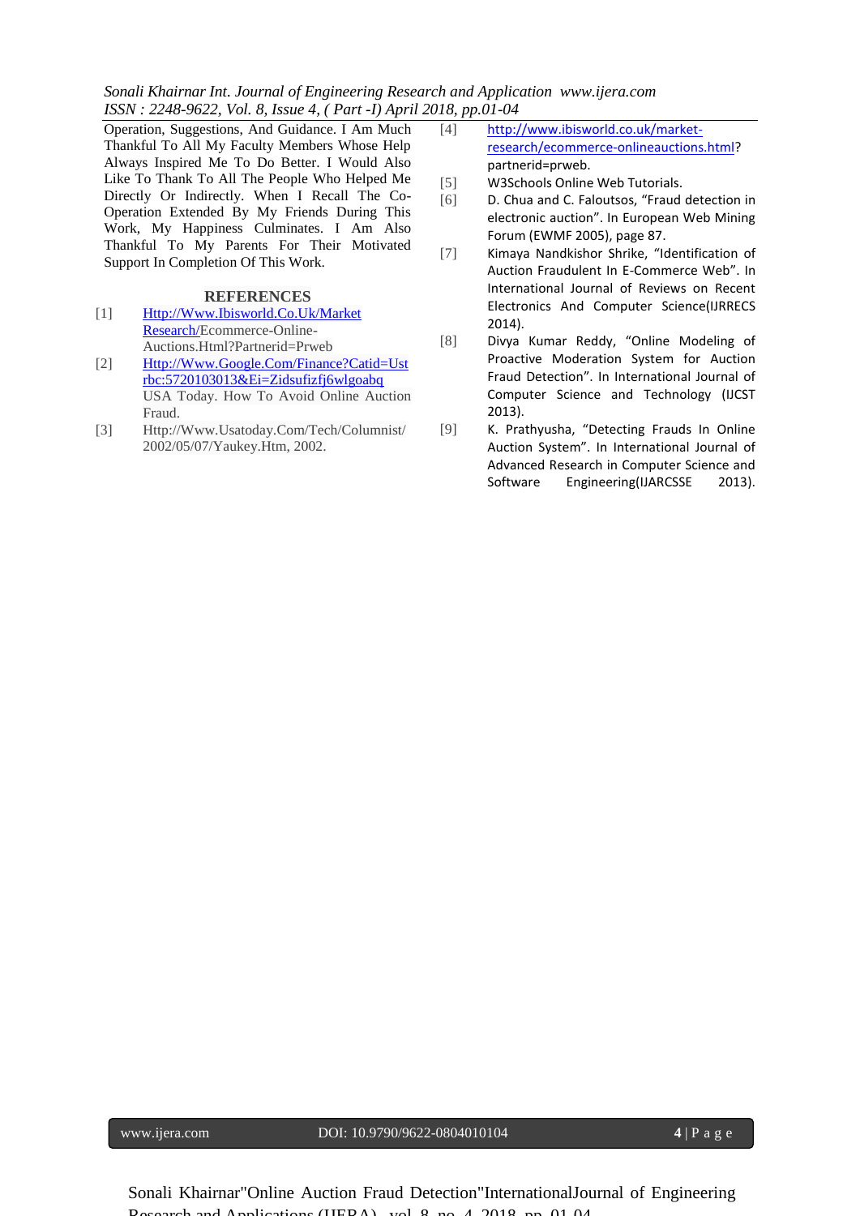Operation, Suggestions, And Guidance. I Am Much Thankful To All My Faculty Members Whose Help Always Inspired Me To Do Better. I Would Also Like To Thank To All The People Who Helped Me Directly Or Indirectly. When I Recall The Co-Operation Extended By My Friends During This Work, My Happiness Culminates. I Am Also Thankful To My Parents For Their Motivated Support In Completion Of This Work.

## REFERENCES

[1] Http://Www.Ibisworld.Co.Uk/Market Research/Ecommerce-Online-Auctions.Html?Partnerid=Prweb

[2] Http://Www.Google.Com/Finance?Catid=Ustrbc:5720103013&Ei=Zidsufizfj6wlgoabq USA Today. How To Avoid Online Auction Fraud.

[3] Http://Www.Usatoday.Com/Tech/Columnist/2002/05/07/Yaukey.Htm, 2002.

[4] http://www.ibisworld.co.uk/market-research/ecommerce-onlineauctions.html?partnerid=prweb.

[5] W3Schools Online Web Tutorials.

[6] D. Chua and C. Faloutsos, "Fraud detection in electronic auction". In European Web Mining Forum (EWMF 2005), page 87.

[7] Kimaya Nandkishor Shrike, "Identification of Auction Fraudulent In E-Commerce Web". In International Journal of Reviews on Recent Electronics And Computer Science(IJRRECS 2014).

[8] Divya Kumar Reddy, "Online Modeling of Proactive Moderation System for Auction Fraud Detection". In International Journal of Computer Science and Technology (IJCST 2013).

[9] K. Prathyusha, "Detecting Frauds In Online Auction System". In International Journal of Advanced Research in Computer Science and Software Engineering(IJARCSSE 2013).

Sonali Khairnar"Online Auction Fraud Detection"InternationalJournal of Engineering Research and Applications (IJERA), vol. 8, no. 4, 2018, pp. 01-04